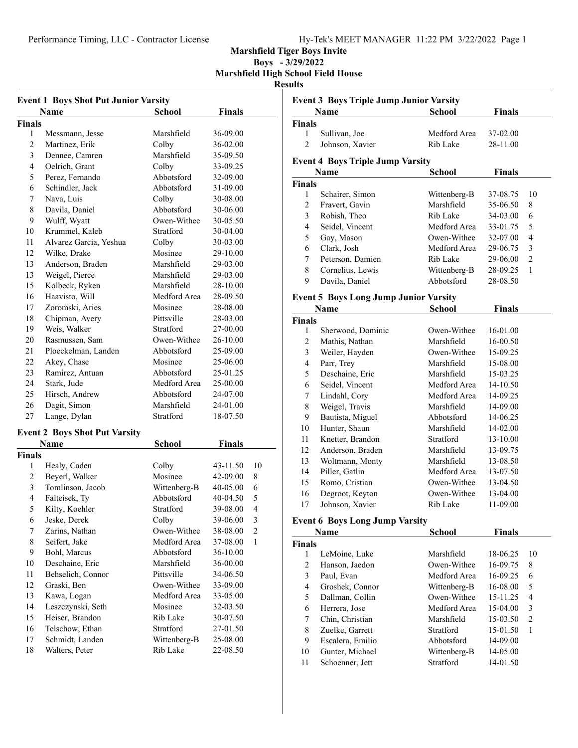**Marshfield Tiger Boys Invite**
**Boys - 3/29/2022**
**Marshfield High School Field House**
**Results**

### Event 1 Boys Shot Put Junior Varsity

| | Name | School | Finals |
|---|---|---|---|
| **Finals** | | | |
| 1 | Messmann, Jesse | Marshfield | 36-09.00 |
| 2 | Martinez, Erik | Colby | 36-02.00 |
| 3 | Dennee, Camren | Marshfield | 35-09.50 |
| 4 | Oelrich, Grant | Colby | 33-09.25 |
| 5 | Perez, Fernando | Abbotsford | 32-09.00 |
| 6 | Schindler, Jack | Abbotsford | 31-09.00 |
| 7 | Nava, Luis | Colby | 30-08.00 |
| 8 | Davila, Daniel | Abbotsford | 30-06.00 |
| 9 | Wulff, Wyatt | Owen-Withee | 30-05.50 |
| 10 | Krummel, Kaleb | Stratford | 30-04.00 |
| 11 | Alvarez Garcia, Yeshua | Colby | 30-03.00 |
| 12 | Wilke, Drake | Mosinee | 29-10.00 |
| 13 | Anderson, Braden | Marshfield | 29-03.00 |
| 13 | Weigel, Pierce | Marshfield | 29-03.00 |
| 15 | Kolbeck, Ryken | Marshfield | 28-10.00 |
| 16 | Haavisto, Will | Medford Area | 28-09.50 |
| 17 | Zoromski, Aries | Mosinee | 28-08.00 |
| 18 | Chipman, Avery | Pittsville | 28-03.00 |
| 19 | Weis, Walker | Stratford | 27-00.00 |
| 20 | Rasmussen, Sam | Owen-Withee | 26-10.00 |
| 21 | Ploeckelman, Landen | Abbotsford | 25-09.00 |
| 22 | Akey, Chase | Mosinee | 25-06.00 |
| 23 | Ramirez, Antuan | Abbotsford | 25-01.25 |
| 24 | Stark, Jude | Medford Area | 25-00.00 |
| 25 | Hirsch, Andrew | Abbotsford | 24-07.00 |
| 26 | Dagit, Simon | Marshfield | 24-01.00 |
| 27 | Lange, Dylan | Stratford | 18-07.50 |

### Event 2 Boys Shot Put Varsity

| | Name | School | Finals | |
|---|---|---|---|---|
| **Finals** | | | | |
| 1 | Healy, Caden | Colby | 43-11.50 | 10 |
| 2 | Beyerl, Walker | Mosinee | 42-09.00 | 8 |
| 3 | Tomlinson, Jacob | Wittenberg-B | 40-05.00 | 6 |
| 4 | Falteisek, Ty | Abbotsford | 40-04.50 | 5 |
| 5 | Kilty, Koehler | Stratford | 39-08.00 | 4 |
| 6 | Jeske, Derek | Colby | 39-06.00 | 3 |
| 7 | Zarins, Nathan | Owen-Withee | 38-08.00 | 2 |
| 8 | Seifert, Jake | Medford Area | 37-08.00 | 1 |
| 9 | Bohl, Marcus | Abbotsford | 36-10.00 | |
| 10 | Deschaine, Eric | Marshfield | 36-00.00 | |
| 11 | Behselich, Connor | Pittsville | 34-06.50 | |
| 12 | Graski, Ben | Owen-Withee | 33-09.00 | |
| 13 | Kawa, Logan | Medford Area | 33-05.00 | |
| 14 | Leszczynski, Seth | Mosinee | 32-03.50 | |
| 15 | Heiser, Brandon | Rib Lake | 30-07.50 | |
| 16 | Telschow, Ethan | Stratford | 27-01.50 | |
| 17 | Schmidt, Landen | Wittenberg-B | 25-08.00 | |
| 18 | Walters, Peter | Rib Lake | 22-08.50 | |

### Event 3 Boys Triple Jump Junior Varsity

| | Name | School | Finals |
|---|---|---|---|
| **Finals** | | | |
| 1 | Sullivan, Joe | Medford Area | 37-02.00 |
| 2 | Johnson, Xavier | Rib Lake | 28-11.00 |

### Event 4 Boys Triple Jump Varsity

| | Name | School | Finals | |
|---|---|---|---|---|
| **Finals** | | | | |
| 1 | Schairer, Simon | Wittenberg-B | 37-08.75 | 10 |
| 2 | Fravert, Gavin | Marshfield | 35-06.50 | 8 |
| 3 | Robish, Theo | Rib Lake | 34-03.00 | 6 |
| 4 | Seidel, Vincent | Medford Area | 33-01.75 | 5 |
| 5 | Gay, Mason | Owen-Withee | 32-07.00 | 4 |
| 6 | Clark, Josh | Medford Area | 29-06.75 | 3 |
| 7 | Peterson, Damien | Rib Lake | 29-06.00 | 2 |
| 8 | Cornelius, Lewis | Wittenberg-B | 28-09.25 | 1 |
| 9 | Davila, Daniel | Abbotsford | 28-08.50 | |

### Event 5 Boys Long Jump Junior Varsity

| | Name | School | Finals |
|---|---|---|---|
| **Finals** | | | |
| 1 | Sherwood, Dominic | Owen-Withee | 16-01.00 |
| 2 | Mathis, Nathan | Marshfield | 16-00.50 |
| 3 | Weiler, Hayden | Owen-Withee | 15-09.25 |
| 4 | Parr, Trey | Marshfield | 15-08.00 |
| 5 | Deschaine, Eric | Marshfield | 15-03.25 |
| 6 | Seidel, Vincent | Medford Area | 14-10.50 |
| 7 | Lindahl, Cory | Medford Area | 14-09.25 |
| 8 | Weigel, Travis | Marshfield | 14-09.00 |
| 9 | Bautista, Miguel | Abbotsford | 14-06.25 |
| 10 | Hunter, Shaun | Marshfield | 14-02.00 |
| 11 | Knetter, Brandon | Stratford | 13-10.00 |
| 12 | Anderson, Braden | Marshfield | 13-09.75 |
| 13 | Woltmann, Monty | Marshfield | 13-08.50 |
| 14 | Piller, Gatlin | Medford Area | 13-07.50 |
| 15 | Romo, Cristian | Owen-Withee | 13-04.50 |
| 16 | Degroot, Keyton | Owen-Withee | 13-04.00 |
| 17 | Johnson, Xavier | Rib Lake | 11-09.00 |

### Event 6 Boys Long Jump Varsity

| | Name | School | Finals | |
|---|---|---|---|---|
| **Finals** | | | | |
| 1 | LeMoine, Luke | Marshfield | 18-06.25 | 10 |
| 2 | Hanson, Jaedon | Owen-Withee | 16-09.75 | 8 |
| 3 | Paul, Evan | Medford Area | 16-09.25 | 6 |
| 4 | Groshek, Connor | Wittenberg-B | 16-08.00 | 5 |
| 5 | Dallman, Collin | Owen-Withee | 15-11.25 | 4 |
| 6 | Herrera, Jose | Medford Area | 15-04.00 | 3 |
| 7 | Chin, Christian | Marshfield | 15-03.50 | 2 |
| 8 | Zuelke, Garrett | Stratford | 15-01.50 | 1 |
| 9 | Escalera, Emilio | Abbotsford | 14-09.00 | |
| 10 | Gunter, Michael | Wittenberg-B | 14-05.00 | |
| 11 | Schoenner, Jett | Stratford | 14-01.50 | |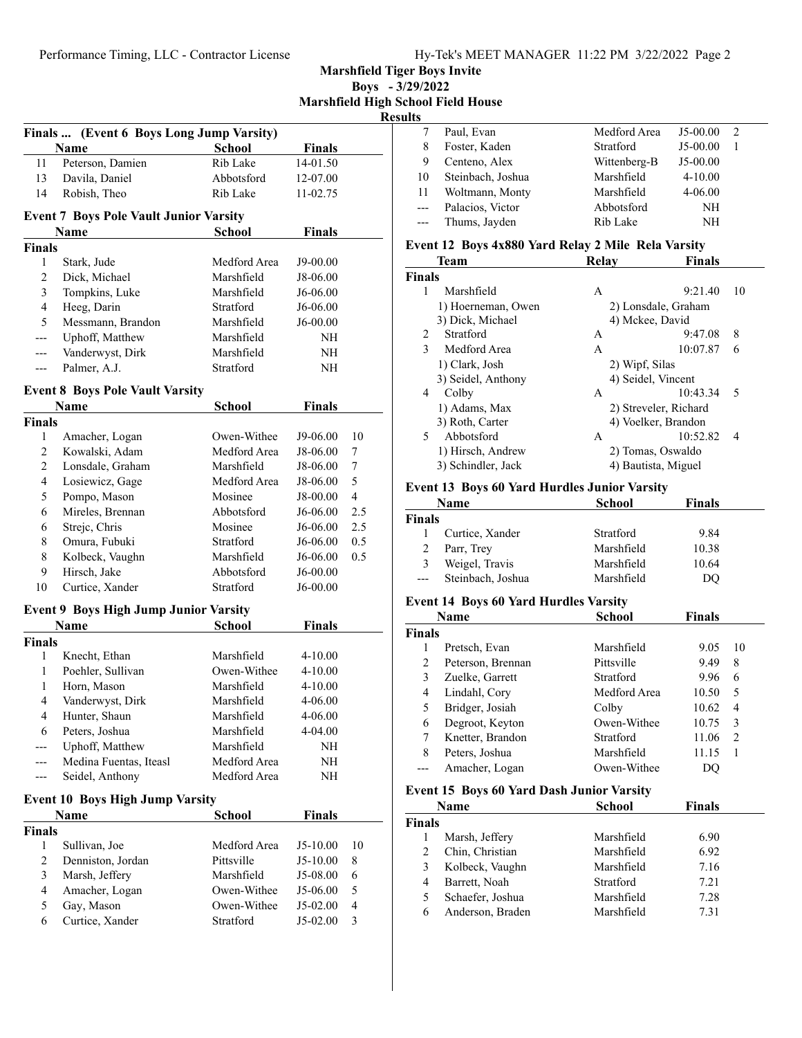# Marshfield Tiger Boys Invite

**Boys - 3/29/2022**

**Marshfield High School Field House**

**Results**

### Finals ... (Event 6 Boys Long Jump Varsity)

| | Name | School | Finals |
|---|---|---|---|
| 11 | Peterson, Damien | Rib Lake | 14-01.50 |
| 13 | Davila, Daniel | Abbotsford | 12-07.00 |
| 14 | Robish, Theo | Rib Lake | 11-02.75 |

### Event 7 Boys Pole Vault Junior Varsity

| | Name | School | Finals |
|---|---|---|---|
| **Finals** | | | |
| 1 | Stark, Jude | Medford Area | J9-00.00 |
| 2 | Dick, Michael | Marshfield | J8-06.00 |
| 3 | Tompkins, Luke | Marshfield | J6-06.00 |
| 4 | Heeg, Darin | Stratford | J6-06.00 |
| 5 | Messmann, Brandon | Marshfield | J6-00.00 |
| --- | Uphoff, Matthew | Marshfield | NH |
| --- | Vanderwyst, Dirk | Marshfield | NH |
| --- | Palmer, A.J. | Stratford | NH |

### Event 8 Boys Pole Vault Varsity

| | Name | School | Finals | |
|---|---|---|---|---|
| **Finals** | | | | |
| 1 | Amacher, Logan | Owen-Withee | J9-06.00 | 10 |
| 2 | Kowalski, Adam | Medford Area | J8-06.00 | 7 |
| 2 | Lonsdale, Graham | Marshfield | J8-06.00 | 7 |
| 4 | Losiewicz, Gage | Medford Area | J8-06.00 | 5 |
| 5 | Pompo, Mason | Mosinee | J8-00.00 | 4 |
| 6 | Mireles, Brennan | Abbotsford | J6-06.00 | 2.5 |
| 6 | Strejc, Chris | Mosinee | J6-06.00 | 2.5 |
| 8 | Omura, Fubuki | Stratford | J6-06.00 | 0.5 |
| 8 | Kolbeck, Vaughn | Marshfield | J6-06.00 | 0.5 |
| 9 | Hirsch, Jake | Abbotsford | J6-00.00 | |
| 10 | Curtice, Xander | Stratford | J6-00.00 | |

### Event 9 Boys High Jump Junior Varsity

| | Name | School | Finals |
|---|---|---|---|
| **Finals** | | | |
| 1 | Knecht, Ethan | Marshfield | 4-10.00 |
| 1 | Poehler, Sullivan | Owen-Withee | 4-10.00 |
| 1 | Horn, Mason | Marshfield | 4-10.00 |
| 4 | Vanderwyst, Dirk | Marshfield | 4-06.00 |
| 4 | Hunter, Shaun | Marshfield | 4-06.00 |
| 6 | Peters, Joshua | Marshfield | 4-04.00 |
| --- | Uphoff, Matthew | Marshfield | NH |
| --- | Medina Fuentas, Iteasl | Medford Area | NH |
| --- | Seidel, Anthony | Medford Area | NH |

### Event 10 Boys High Jump Varsity

| | Name | School | Finals | |
|---|---|---|---|---|
| **Finals** | | | | |
| 1 | Sullivan, Joe | Medford Area | J5-10.00 | 10 |
| 2 | Denniston, Jordan | Pittsville | J5-10.00 | 8 |
| 3 | Marsh, Jeffery | Marshfield | J5-08.00 | 6 |
| 4 | Amacher, Logan | Owen-Withee | J5-06.00 | 5 |
| 5 | Gay, Mason | Owen-Withee | J5-02.00 | 4 |
| 6 | Curtice, Xander | Stratford | J5-02.00 | 3 |
| 7 | Paul, Evan | Medford Area | J5-00.00 | 2 |
| 8 | Foster, Kaden | Stratford | J5-00.00 | 1 |
| 9 | Centeno, Alex | Wittenberg-B | J5-00.00 | |
| 10 | Steinbach, Joshua | Marshfield | 4-10.00 | |
| 11 | Woltmann, Monty | Marshfield | 4-06.00 | |
| --- | Palacios, Victor | Abbotsford | NH | |
| --- | Thums, Jayden | Rib Lake | NH | |

### Event 12 Boys 4x880 Yard Relay 2 Mile Rela Varsity

| | Team | Relay | Finals | |
|---|---|---|---|---|
| **Finals** | | | | |
| 1 | Marshfield | A | 9:21.40 | 10 |
| | 1) Hoerneman, Owen | 2) Lonsdale, Graham | | |
| | 3) Dick, Michael | 4) Mckee, David | | |
| 2 | Stratford | A | 9:47.08 | 8 |
| 3 | Medford Area | A | 10:07.87 | 6 |
| | 1) Clark, Josh | 2) Wipf, Silas | | |
| | 3) Seidel, Anthony | 4) Seidel, Vincent | | |
| 4 | Colby | A | 10:43.34 | 5 |
| | 1) Adams, Max | 2) Streveler, Richard | | |
| | 3) Roth, Carter | 4) Voelker, Brandon | | |
| 5 | Abbotsford | A | 10:52.82 | 4 |
| | 1) Hirsch, Andrew | 2) Tomas, Oswaldo | | |
| | 3) Schindler, Jack | 4) Bautista, Miguel | | |

### Event 13 Boys 60 Yard Hurdles Junior Varsity

| | Name | School | Finals |
|---|---|---|---|
| **Finals** | | | |
| 1 | Curtice, Xander | Stratford | 9.84 |
| 2 | Parr, Trey | Marshfield | 10.38 |
| 3 | Weigel, Travis | Marshfield | 10.64 |
| --- | Steinbach, Joshua | Marshfield | DQ |

### Event 14 Boys 60 Yard Hurdles Varsity

| | Name | School | Finals | |
|---|---|---|---|---|
| **Finals** | | | | |
| 1 | Pretsch, Evan | Marshfield | 9.05 | 10 |
| 2 | Peterson, Brennan | Pittsville | 9.49 | 8 |
| 3 | Zuelke, Garrett | Stratford | 9.96 | 6 |
| 4 | Lindahl, Cory | Medford Area | 10.50 | 5 |
| 5 | Bridger, Josiah | Colby | 10.62 | 4 |
| 6 | Degroot, Keyton | Owen-Withee | 10.75 | 3 |
| 7 | Knetter, Brandon | Stratford | 11.06 | 2 |
| 8 | Peters, Joshua | Marshfield | 11.15 | 1 |
| --- | Amacher, Logan | Owen-Withee | DQ | |

### Event 15 Boys 60 Yard Dash Junior Varsity

| | Name | School | Finals |
|---|---|---|---|
| **Finals** | | | |
| 1 | Marsh, Jeffery | Marshfield | 6.90 |
| 2 | Chin, Christian | Marshfield | 6.92 |
| 3 | Kolbeck, Vaughn | Marshfield | 7.16 |
| 4 | Barrett, Noah | Stratford | 7.21 |
| 5 | Schaefer, Joshua | Marshfield | 7.28 |
| 6 | Anderson, Braden | Marshfield | 7.31 |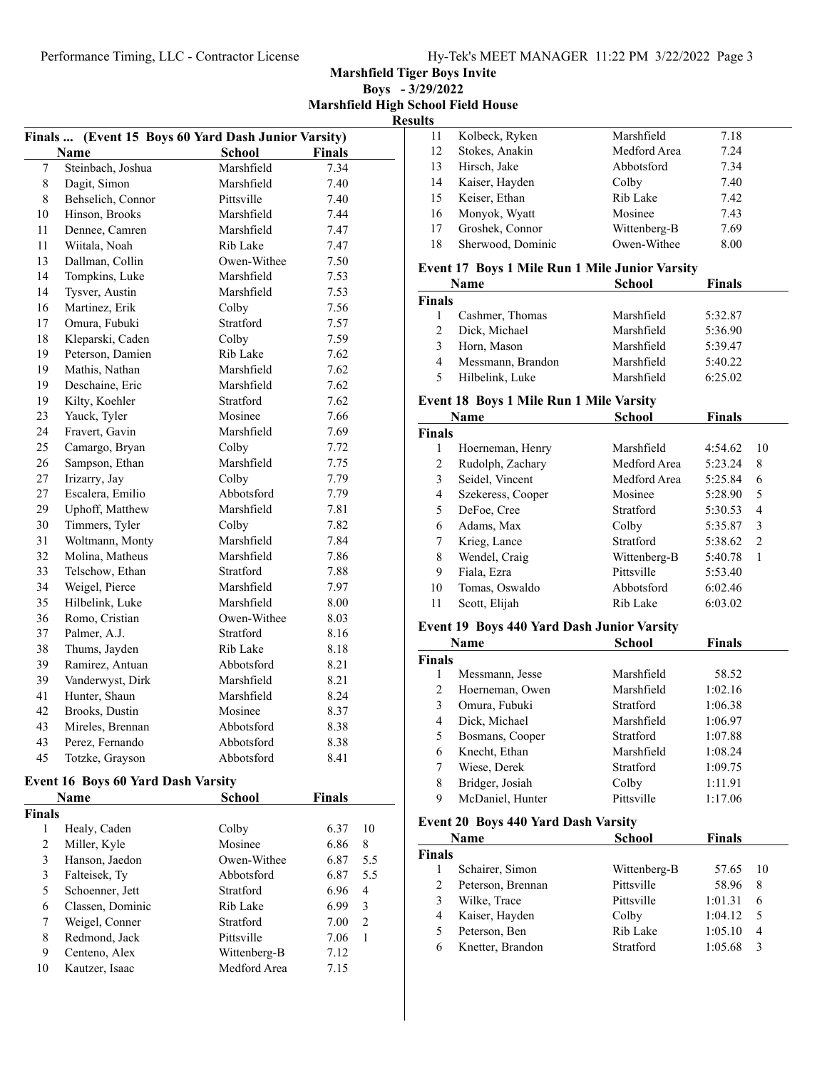**Marshfield Tiger Boys Invite**
**Boys - 3/29/2022**
**Marshfield High School Field House**
**Results**

### Finals ... (Event 15 Boys 60 Yard Dash Junior Varsity)

| | Name | School | Finals |
|---|---|---|---|
| 7 | Steinbach, Joshua | Marshfield | 7.34 |
| 8 | Dagit, Simon | Marshfield | 7.40 |
| 8 | Behselich, Connor | Pittsville | 7.40 |
| 10 | Hinson, Brooks | Marshfield | 7.44 |
| 11 | Dennee, Camren | Marshfield | 7.47 |
| 11 | Wiitala, Noah | Rib Lake | 7.47 |
| 13 | Dallman, Collin | Owen-Withee | 7.50 |
| 14 | Tompkins, Luke | Marshfield | 7.53 |
| 14 | Tysver, Austin | Marshfield | 7.53 |
| 16 | Martinez, Erik | Colby | 7.56 |
| 17 | Omura, Fubuki | Stratford | 7.57 |
| 18 | Kleparski, Caden | Colby | 7.59 |
| 19 | Peterson, Damien | Rib Lake | 7.62 |
| 19 | Mathis, Nathan | Marshfield | 7.62 |
| 19 | Deschaine, Eric | Marshfield | 7.62 |
| 19 | Kilty, Koehler | Stratford | 7.62 |
| 23 | Yauck, Tyler | Mosinee | 7.66 |
| 24 | Fravert, Gavin | Marshfield | 7.69 |
| 25 | Camargo, Bryan | Colby | 7.72 |
| 26 | Sampson, Ethan | Marshfield | 7.75 |
| 27 | Irizarry, Jay | Colby | 7.79 |
| 27 | Escalera, Emilio | Abbotsford | 7.79 |
| 29 | Uphoff, Matthew | Marshfield | 7.81 |
| 30 | Timmers, Tyler | Colby | 7.82 |
| 31 | Woltmann, Monty | Marshfield | 7.84 |
| 32 | Molina, Matheus | Marshfield | 7.86 |
| 33 | Telschow, Ethan | Stratford | 7.88 |
| 34 | Weigel, Pierce | Marshfield | 7.97 |
| 35 | Hilbelink, Luke | Marshfield | 8.00 |
| 36 | Romo, Cristian | Owen-Withee | 8.03 |
| 37 | Palmer, A.J. | Stratford | 8.16 |
| 38 | Thums, Jayden | Rib Lake | 8.18 |
| 39 | Ramirez, Antuan | Abbotsford | 8.21 |
| 39 | Vanderwyst, Dirk | Marshfield | 8.21 |
| 41 | Hunter, Shaun | Marshfield | 8.24 |
| 42 | Brooks, Dustin | Mosinee | 8.37 |
| 43 | Mireles, Brennan | Abbotsford | 8.38 |
| 43 | Perez, Fernando | Abbotsford | 8.38 |
| 45 | Totzke, Grayson | Abbotsford | 8.41 |

### Event 16 Boys 60 Yard Dash Varsity

| | Name | School | Finals | |
|---|---|---|---|---|
| **Finals** | | | | |
| 1 | Healy, Caden | Colby | 6.37 | 10 |
| 2 | Miller, Kyle | Mosinee | 6.86 | 8 |
| 3 | Hanson, Jaedon | Owen-Withee | 6.87 | 5.5 |
| 3 | Falteisek, Ty | Abbotsford | 6.87 | 5.5 |
| 5 | Schoenner, Jett | Stratford | 6.96 | 4 |
| 6 | Classen, Dominic | Rib Lake | 6.99 | 3 |
| 7 | Weigel, Conner | Stratford | 7.00 | 2 |
| 8 | Redmond, Jack | Pittsville | 7.06 | 1 |
| 9 | Centeno, Alex | Wittenberg-B | 7.12 | |
| 10 | Kautzer, Isaac | Medford Area | 7.15 | |
| 11 | Kolbeck, Ryken | Marshfield | 7.18 | |
| 12 | Stokes, Anakin | Medford Area | 7.24 | |
| 13 | Hirsch, Jake | Abbotsford | 7.34 | |
| 14 | Kaiser, Hayden | Colby | 7.40 | |
| 15 | Keiser, Ethan | Rib Lake | 7.42 | |
| 16 | Monyok, Wyatt | Mosinee | 7.43 | |
| 17 | Groshek, Connor | Wittenberg-B | 7.69 | |
| 18 | Sherwood, Dominic | Owen-Withee | 8.00 | |

### Event 17 Boys 1 Mile Run 1 Mile Junior Varsity

| | Name | School | Finals |
|---|---|---|---|
| **Finals** | | | |
| 1 | Cashmer, Thomas | Marshfield | 5:32.87 |
| 2 | Dick, Michael | Marshfield | 5:36.90 |
| 3 | Horn, Mason | Marshfield | 5:39.47 |
| 4 | Messmann, Brandon | Marshfield | 5:40.22 |
| 5 | Hilbelink, Luke | Marshfield | 6:25.02 |

### Event 18 Boys 1 Mile Run 1 Mile Varsity

| | Name | School | Finals | |
|---|---|---|---|---|
| **Finals** | | | | |
| 1 | Hoerneman, Henry | Marshfield | 4:54.62 | 10 |
| 2 | Rudolph, Zachary | Medford Area | 5:23.24 | 8 |
| 3 | Seidel, Vincent | Medford Area | 5:25.84 | 6 |
| 4 | Szekeress, Cooper | Mosinee | 5:28.90 | 5 |
| 5 | DeFoe, Cree | Stratford | 5:30.53 | 4 |
| 6 | Adams, Max | Colby | 5:35.87 | 3 |
| 7 | Krieg, Lance | Stratford | 5:38.62 | 2 |
| 8 | Wendel, Craig | Wittenberg-B | 5:40.78 | 1 |
| 9 | Fiala, Ezra | Pittsville | 5:53.40 | |
| 10 | Tomas, Oswaldo | Abbotsford | 6:02.46 | |
| 11 | Scott, Elijah | Rib Lake | 6:03.02 | |

### Event 19 Boys 440 Yard Dash Junior Varsity

| | Name | School | Finals |
|---|---|---|---|
| **Finals** | | | |
| 1 | Messmann, Jesse | Marshfield | 58.52 |
| 2 | Hoerneman, Owen | Marshfield | 1:02.16 |
| 3 | Omura, Fubuki | Stratford | 1:06.38 |
| 4 | Dick, Michael | Marshfield | 1:06.97 |
| 5 | Bosmans, Cooper | Stratford | 1:07.88 |
| 6 | Knecht, Ethan | Marshfield | 1:08.24 |
| 7 | Wiese, Derek | Stratford | 1:09.75 |
| 8 | Bridger, Josiah | Colby | 1:11.91 |
| 9 | McDaniel, Hunter | Pittsville | 1:17.06 |

### Event 20 Boys 440 Yard Dash Varsity

| | Name | School | Finals | |
|---|---|---|---|---|
| **Finals** | | | | |
| 1 | Schairer, Simon | Wittenberg-B | 57.65 | 10 |
| 2 | Peterson, Brennan | Pittsville | 58.96 | 8 |
| 3 | Wilke, Trace | Pittsville | 1:01.31 | 6 |
| 4 | Kaiser, Hayden | Colby | 1:04.12 | 5 |
| 5 | Peterson, Ben | Rib Lake | 1:05.10 | 4 |
| 6 | Knetter, Brandon | Stratford | 1:05.68 | 3 |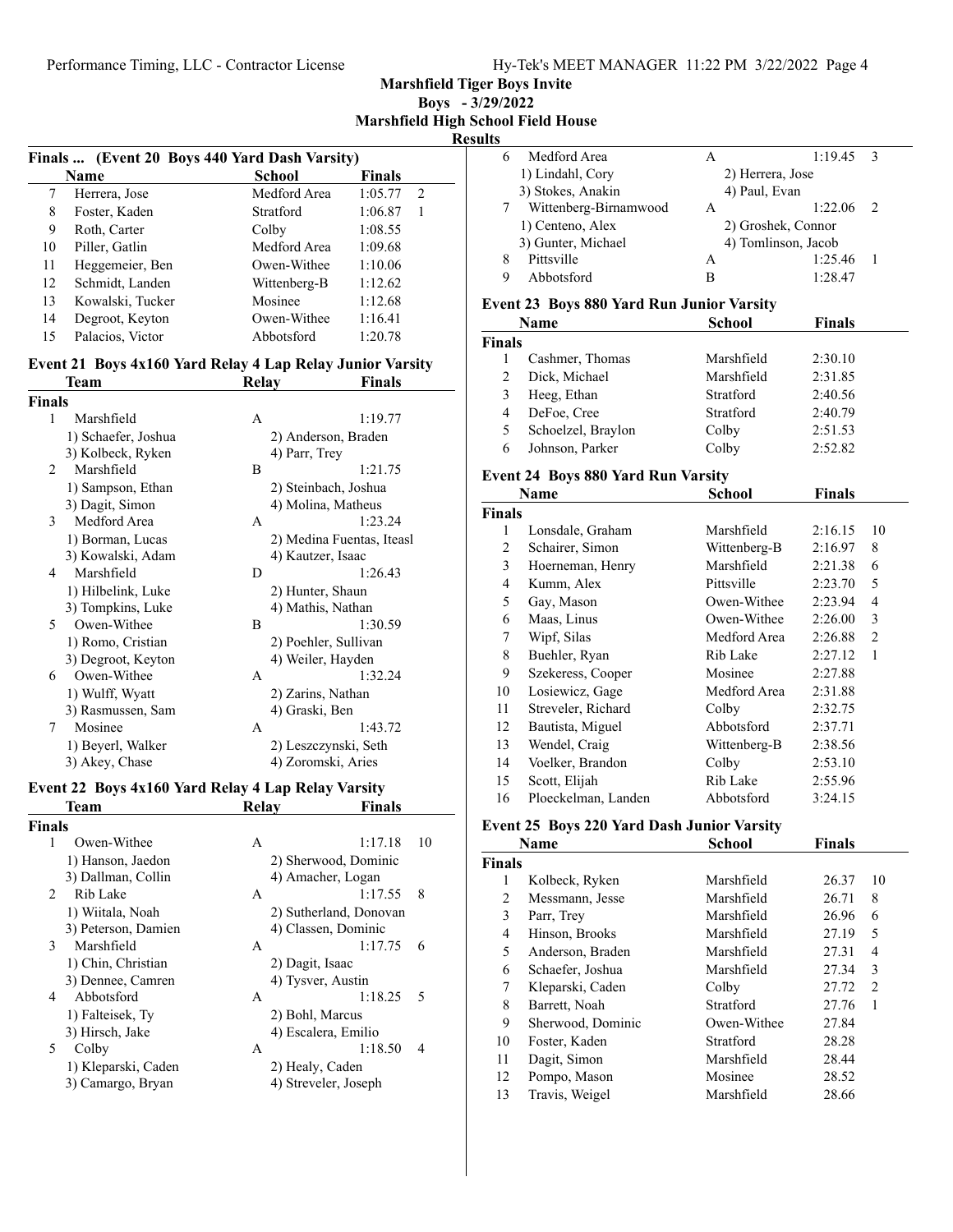**Marshfield Tiger Boys Invite**

**Boys - 3/29/2022**

**Marshfield High School Field House**

**Results**

### Finals ... (Event 20 Boys 440 Yard Dash Varsity)

| | Name | School | Finals | |
|---|---|---|---|---|
| 7 | Herrera, Jose | Medford Area | 1:05.77 | 2 |
| 8 | Foster, Kaden | Stratford | 1:06.87 | 1 |
| 9 | Roth, Carter | Colby | 1:08.55 | |
| 10 | Piller, Gatlin | Medford Area | 1:09.68 | |
| 11 | Heggemeier, Ben | Owen-Withee | 1:10.06 | |
| 12 | Schmidt, Landen | Wittenberg-B | 1:12.62 | |
| 13 | Kowalski, Tucker | Mosinee | 1:12.68 | |
| 14 | Degroot, Keyton | Owen-Withee | 1:16.41 | |
| 15 | Palacios, Victor | Abbotsford | 1:20.78 | |

### Event 21 Boys 4x160 Yard Relay 4 Lap Relay Junior Varsity

| | Team | Relay | Finals |
|---|---|---|---|
| **Finals** | | | |
| 1 | Marshfield | A | 1:19.77 |
| | 1) Schaefer, Joshua | 2) Anderson, Braden | |
| | 3) Kolbeck, Ryken | 4) Parr, Trey | |
| 2 | Marshfield | B | 1:21.75 |
| | 1) Sampson, Ethan | 2) Steinbach, Joshua | |
| | 3) Dagit, Simon | 4) Molina, Matheus | |
| 3 | Medford Area | A | 1:23.24 |
| | 1) Borman, Lucas | 2) Medina Fuentas, Iteasl | |
| | 3) Kowalski, Adam | 4) Kautzer, Isaac | |
| 4 | Marshfield | D | 1:26.43 |
| | 1) Hilbelink, Luke | 2) Hunter, Shaun | |
| | 3) Tompkins, Luke | 4) Mathis, Nathan | |
| 5 | Owen-Withee | B | 1:30.59 |
| | 1) Romo, Cristian | 2) Poehler, Sullivan | |
| | 3) Degroot, Keyton | 4) Weiler, Hayden | |
| 6 | Owen-Withee | A | 1:32.24 |
| | 1) Wulff, Wyatt | 2) Zarins, Nathan | |
| | 3) Rasmussen, Sam | 4) Graski, Ben | |
| 7 | Mosinee | A | 1:43.72 |
| | 1) Beyerl, Walker | 2) Leszczynski, Seth | |
| | 3) Akey, Chase | 4) Zoromski, Aries | |

### Event 22 Boys 4x160 Yard Relay 4 Lap Relay Varsity

| | Team | Relay | Finals | |
|---|---|---|---|---|
| **Finals** | | | | |
| 1 | Owen-Withee | A | 1:17.18 | 10 |
| | 1) Hanson, Jaedon | 2) Sherwood, Dominic | | |
| | 3) Dallman, Collin | 4) Amacher, Logan | | |
| 2 | Rib Lake | A | 1:17.55 | 8 |
| | 1) Wiitala, Noah | 2) Sutherland, Donovan | | |
| | 3) Peterson, Damien | 4) Classen, Dominic | | |
| 3 | Marshfield | A | 1:17.75 | 6 |
| | 1) Chin, Christian | 2) Dagit, Isaac | | |
| | 3) Dennee, Camren | 4) Tysver, Austin | | |
| 4 | Abbotsford | A | 1:18.25 | 5 |
| | 1) Falteisek, Ty | 2) Bohl, Marcus | | |
| | 3) Hirsch, Jake | 4) Escalera, Emilio | | |
| 5 | Colby | A | 1:18.50 | 4 |
| | 1) Kleparski, Caden | 2) Healy, Caden | | |
| | 3) Camargo, Bryan | 4) Streveler, Joseph | | |
| 6 | Medford Area | A | 1:19.45 | 3 |
| | 1) Lindahl, Cory | 2) Herrera, Jose | | |
| | 3) Stokes, Anakin | 4) Paul, Evan | | |
| 7 | Wittenberg-Birnamwood | A | 1:22.06 | 2 |
| | 1) Centeno, Alex | 2) Groshek, Connor | | |
| | 3) Gunter, Michael | 4) Tomlinson, Jacob | | |
| 8 | Pittsville | A | 1:25.46 | 1 |
| 9 | Abbotsford | B | 1:28.47 | |

### Event 23 Boys 880 Yard Run Junior Varsity

| | Name | School | Finals |
|---|---|---|---|
| **Finals** | | | |
| 1 | Cashmer, Thomas | Marshfield | 2:30.10 |
| 2 | Dick, Michael | Marshfield | 2:31.85 |
| 3 | Heeg, Ethan | Stratford | 2:40.56 |
| 4 | DeFoe, Cree | Stratford | 2:40.79 |
| 5 | Schoelzel, Braylon | Colby | 2:51.53 |
| 6 | Johnson, Parker | Colby | 2:52.82 |

### Event 24 Boys 880 Yard Run Varsity

| | Name | School | Finals | |
|---|---|---|---|---|
| **Finals** | | | | |
| 1 | Lonsdale, Graham | Marshfield | 2:16.15 | 10 |
| 2 | Schairer, Simon | Wittenberg-B | 2:16.97 | 8 |
| 3 | Hoerneman, Henry | Marshfield | 2:21.38 | 6 |
| 4 | Kumm, Alex | Pittsville | 2:23.70 | 5 |
| 5 | Gay, Mason | Owen-Withee | 2:23.94 | 4 |
| 6 | Maas, Linus | Owen-Withee | 2:26.00 | 3 |
| 7 | Wipf, Silas | Medford Area | 2:26.88 | 2 |
| 8 | Buehler, Ryan | Rib Lake | 2:27.12 | 1 |
| 9 | Szekeress, Cooper | Mosinee | 2:27.88 | |
| 10 | Losiewicz, Gage | Medford Area | 2:31.88 | |
| 11 | Streveler, Richard | Colby | 2:32.75 | |
| 12 | Bautista, Miguel | Abbotsford | 2:37.71 | |
| 13 | Wendel, Craig | Wittenberg-B | 2:38.56 | |
| 14 | Voelker, Brandon | Colby | 2:53.10 | |
| 15 | Scott, Elijah | Rib Lake | 2:55.96 | |
| 16 | Ploeckelman, Landen | Abbotsford | 3:24.15 | |

### Event 25 Boys 220 Yard Dash Junior Varsity

| | Name | School | Finals | |
|---|---|---|---|---|
| **Finals** | | | | |
| 1 | Kolbeck, Ryken | Marshfield | 26.37 | 10 |
| 2 | Messmann, Jesse | Marshfield | 26.71 | 8 |
| 3 | Parr, Trey | Marshfield | 26.96 | 6 |
| 4 | Hinson, Brooks | Marshfield | 27.19 | 5 |
| 5 | Anderson, Braden | Marshfield | 27.31 | 4 |
| 6 | Schaefer, Joshua | Marshfield | 27.34 | 3 |
| 7 | Kleparski, Caden | Colby | 27.72 | 2 |
| 8 | Barrett, Noah | Stratford | 27.76 | 1 |
| 9 | Sherwood, Dominic | Owen-Withee | 27.84 | |
| 10 | Foster, Kaden | Stratford | 28.28 | |
| 11 | Dagit, Simon | Marshfield | 28.44 | |
| 12 | Pompo, Mason | Mosinee | 28.52 | |
| 13 | Travis, Weigel | Marshfield | 28.66 | |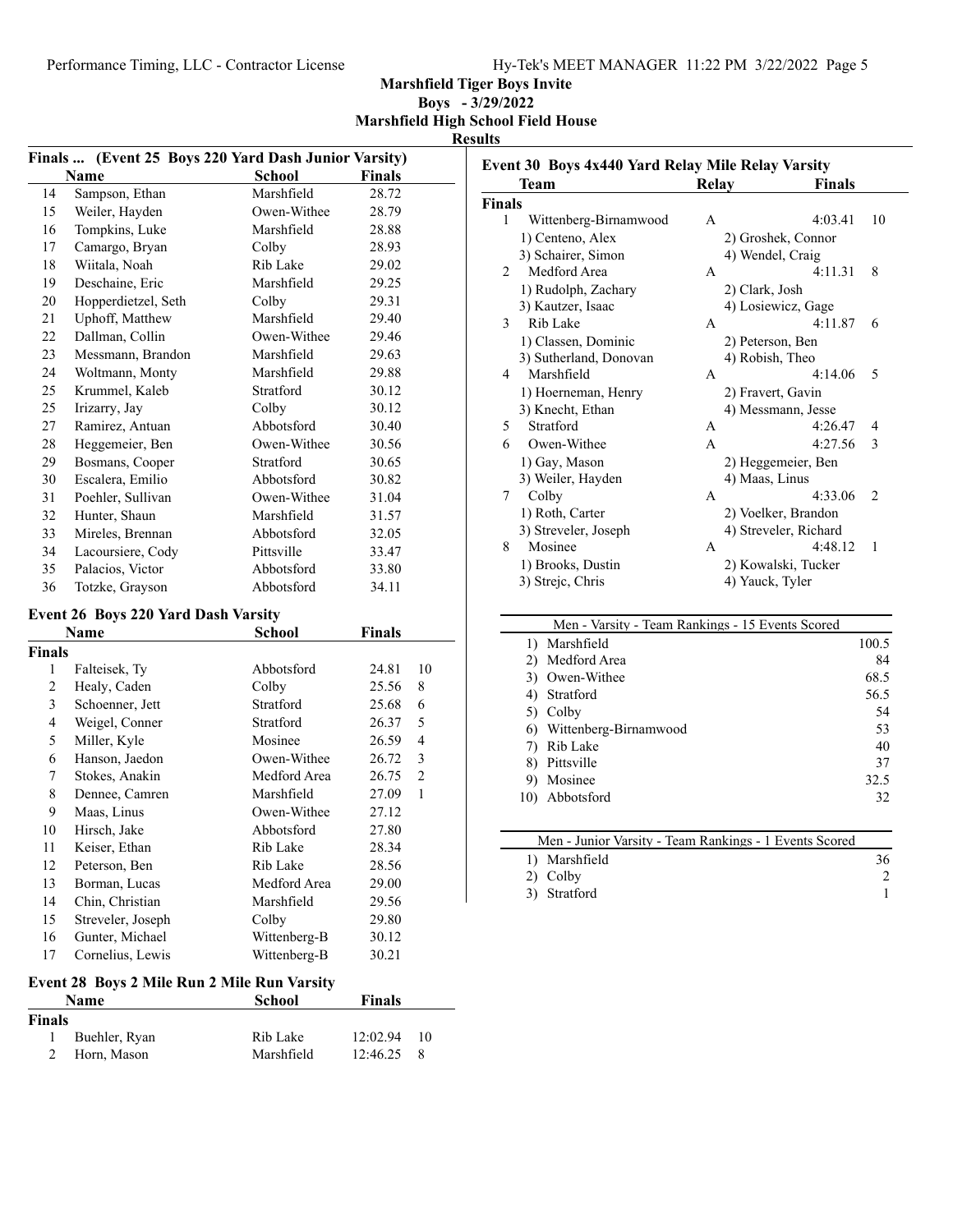## Marshfield Tiger Boys Invite

**Boys - 3/29/2022**

**Marshfield High School Field House**

**Results**

### Finals ... (Event 25 Boys 220 Yard Dash Junior Varsity)

| | Name | School | Finals |
|---|---|---|---|
| 14 | Sampson, Ethan | Marshfield | 28.72 |
| 15 | Weiler, Hayden | Owen-Withee | 28.79 |
| 16 | Tompkins, Luke | Marshfield | 28.88 |
| 17 | Camargo, Bryan | Colby | 28.93 |
| 18 | Witala, Noah | Rib Lake | 29.02 |
| 19 | Deschaine, Eric | Marshfield | 29.25 |
| 20 | Hopperdietzel, Seth | Colby | 29.31 |
| 21 | Uphoff, Matthew | Marshfield | 29.40 |
| 22 | Dallman, Collin | Owen-Withee | 29.46 |
| 23 | Messmann, Brandon | Marshfield | 29.63 |
| 24 | Woltmann, Monty | Marshfield | 29.88 |
| 25 | Krummel, Kaleb | Stratford | 30.12 |
| 25 | Irizarry, Jay | Colby | 30.12 |
| 27 | Ramirez, Antuan | Abbotsford | 30.40 |
| 28 | Heggemeier, Ben | Owen-Withee | 30.56 |
| 29 | Bosmans, Cooper | Stratford | 30.65 |
| 30 | Escalera, Emilio | Abbotsford | 30.82 |
| 31 | Poehler, Sullivan | Owen-Withee | 31.04 |
| 32 | Hunter, Shaun | Marshfield | 31.57 |
| 33 | Mireles, Brennan | Abbotsford | 32.05 |
| 34 | Lacoursiere, Cody | Pittsville | 33.47 |
| 35 | Palacios, Victor | Abbotsford | 33.80 |
| 36 | Totzke, Grayson | Abbotsford | 34.11 |

### Event 26 Boys 220 Yard Dash Varsity

| | Name | School | Finals | |
|---|---|---|---|---|
| **Finals** | | | | |
| 1 | Falteisek, Ty | Abbotsford | 24.81 | 10 |
| 2 | Healy, Caden | Colby | 25.56 | 8 |
| 3 | Schoenner, Jett | Stratford | 25.68 | 6 |
| 4 | Weigel, Conner | Stratford | 26.37 | 5 |
| 5 | Miller, Kyle | Mosinee | 26.59 | 4 |
| 6 | Hanson, Jaedon | Owen-Withee | 26.72 | 3 |
| 7 | Stokes, Anakin | Medford Area | 26.75 | 2 |
| 8 | Dennee, Camren | Marshfield | 27.09 | 1 |
| 9 | Maas, Linus | Owen-Withee | 27.12 | |
| 10 | Hirsch, Jake | Abbotsford | 27.80 | |
| 11 | Keiser, Ethan | Rib Lake | 28.34 | |
| 12 | Peterson, Ben | Rib Lake | 28.56 | |
| 13 | Borman, Lucas | Medford Area | 29.00 | |
| 14 | Chin, Christian | Marshfield | 29.56 | |
| 15 | Streveler, Joseph | Colby | 29.80 | |
| 16 | Gunter, Michael | Wittenberg-B | 30.12 | |
| 17 | Cornelius, Lewis | Wittenberg-B | 30.21 | |

### Event 28 Boys 2 Mile Run 2 Mile Run Varsity

| | Name | School | Finals | |
|---|---|---|---|---|
| **Finals** | | | | |
| 1 | Buehler, Ryan | Rib Lake | 12:02.94 | 10 |
| 2 | Horn, Mason | Marshfield | 12:46.25 | 8 |

### Event 30 Boys 4x440 Yard Relay Mile Relay Varsity

| | Team | Relay | Finals | |
|---|---|---|---|---|
| **Finals** | | | | |
| 1 | Wittenberg-Birnamwood | A | 4:03.41 | 10 |
| | 1) Centeno, Alex | 2) Groshek, Connor | | |
| | 3) Schairer, Simon | 4) Wendel, Craig | | |
| 2 | Medford Area | A | 4:11.31 | 8 |
| | 1) Rudolph, Zachary | 2) Clark, Josh | | |
| | 3) Kautzer, Isaac | 4) Losiewicz, Gage | | |
| 3 | Rib Lake | A | 4:11.87 | 6 |
| | 1) Classen, Dominic | 2) Peterson, Ben | | |
| | 3) Sutherland, Donovan | 4) Robish, Theo | | |
| 4 | Marshfield | A | 4:14.06 | 5 |
| | 1) Hoerneman, Henry | 2) Fravert, Gavin | | |
| | 3) Knecht, Ethan | 4) Messmann, Jesse | | |
| 5 | Stratford | A | 4:26.47 | 4 |
| 6 | Owen-Withee | A | 4:27.56 | 3 |
| | 1) Gay, Mason | 2) Heggemeier, Ben | | |
| | 3) Weiler, Hayden | 4) Maas, Linus | | |
| 7 | Colby | A | 4:33.06 | 2 |
| | 1) Roth, Carter | 2) Voelker, Brandon | | |
| | 3) Streveler, Joseph | 4) Streveler, Richard | | |
| 8 | Mosinee | A | 4:48.12 | 1 |
| | 1) Brooks, Dustin | 2) Kowalski, Tucker | | |
| | 3) Strejc, Chris | 4) Yauck, Tyler | | |

### Men - Varsity - Team Rankings - 15 Events Scored

| | | |
|---|---|---|
| 1) | Marshfield | 100.5 |
| 2) | Medford Area | 84 |
| 3) | Owen-Withee | 68.5 |
| 4) | Stratford | 56.5 |
| 5) | Colby | 54 |
| 6) | Wittenberg-Birnamwood | 53 |
| 7) | Rib Lake | 40 |
| 8) | Pittsville | 37 |
| 9) | Mosinee | 32.5 |
| 10) | Abbotsford | 32 |

### Men - Junior Varsity - Team Rankings - 1 Events Scored

| | | |
|---|---|---|
| 1) | Marshfield | 36 |
| 2) | Colby | 2 |
| 3) | Stratford | 1 |